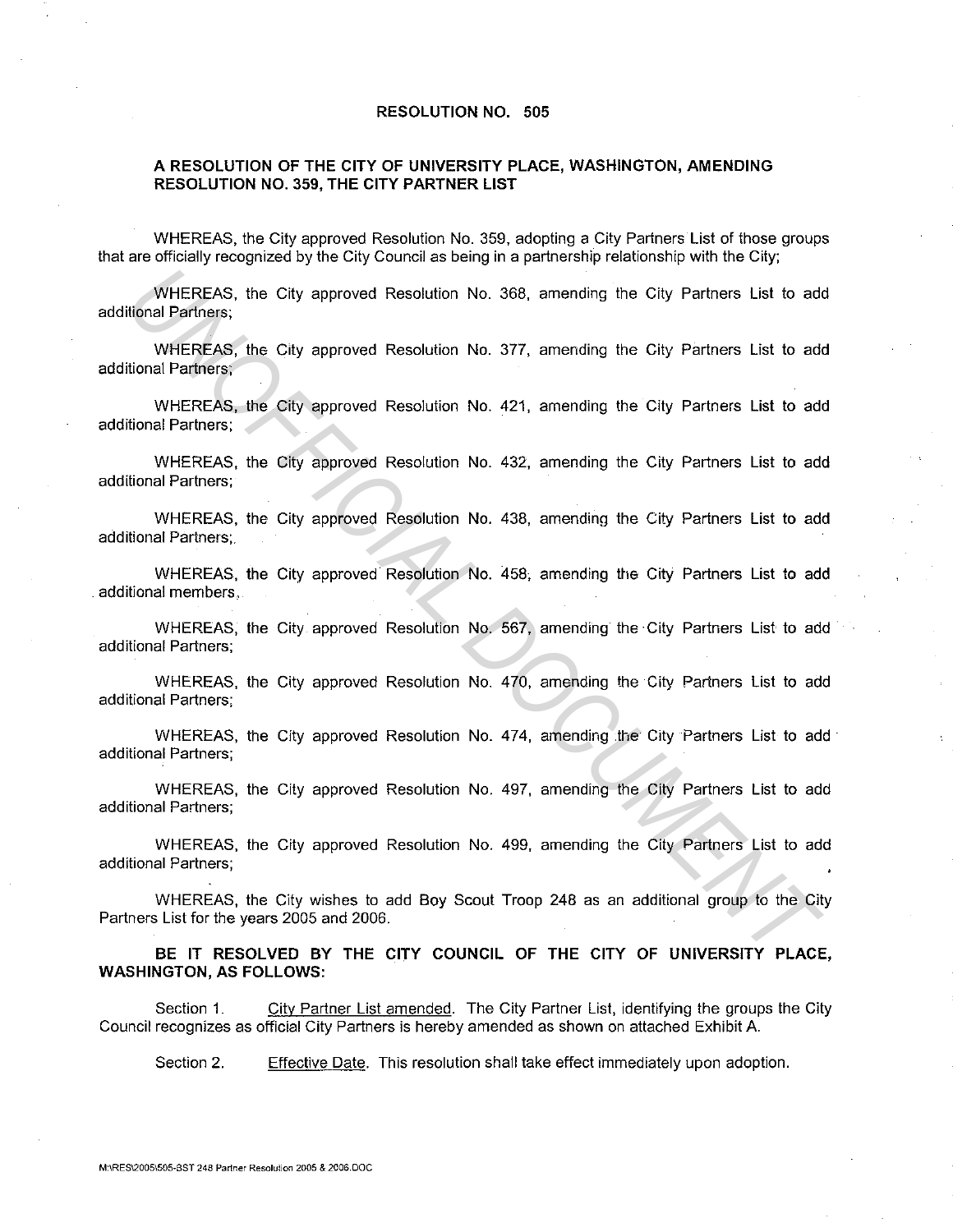**RESOLUTION NO. 505**

**A RESOLUTION OF THE CITY OF UNIVERSITY PLACE, WASHINGTON, AMENDING RESOLUTION NO. 359, THE CITY PARTNER LIST**

WHEREAS, the City approved Resolution No. 359, adopting a City Partners List of those groups that are officially recognized by the City Council as being in a partnership relationship with the City;

WHEREAS, the City approved Resolution No. 368, amending the City Partners List to add additional Partners;

WHEREAS, the City approved Resolution No. 377, amending the City Partners List to add additional Partners;

WHEREAS, the City approved Resolution No. 421, amending the City Partners List to add additional Partners;

WHEREAS, the City approved Resolution No. 432, amending the City Partners List to add additional Partners;

WHEREAS, the City approved Resolution No. 438, amending the City Partners List to add additional Partners;

WHEREAS, the City approved Resolution No. 458, amending the City Partners List to add additional members,

WHEREAS, the City approved Resolution No. 567, amending the City Partners List to add additional Partners;

WHEREAS, the City approved Resolution No. 470, amending the City Partners List to add additional Partners;

WHEREAS, the City approved Resolution No. 474, amending the City Partners List to add additional Partners;

WHEREAS, the City approved Resolution No. 497, amending the City Partners List to add additional Partners;

WHEREAS, the City approved Resolution No. 499, amending the City Partners List to add additional Partners;

WHEREAS, the City wishes to add Boy Scout Troop 248 as an additional group to the City Partners List for the years 2005 and 2006.

**BE IT RESOLVED BY THE CITY COUNCIL OF THE CITY OF UNIVERSITY PLACE, WASHINGTON, AS FOLLOWS:**

Section 1. City Partner List amended. The City Partner List, identifying the groups the City Council recognizes as official City Partners is hereby amended as shown on attached Exhibit A.

Section 2. Effective Date. This resolution shall take effect immediately upon adoption.

M:\RES\2005\505-BST 248 Partner Resolution 2005 & 2006.DOC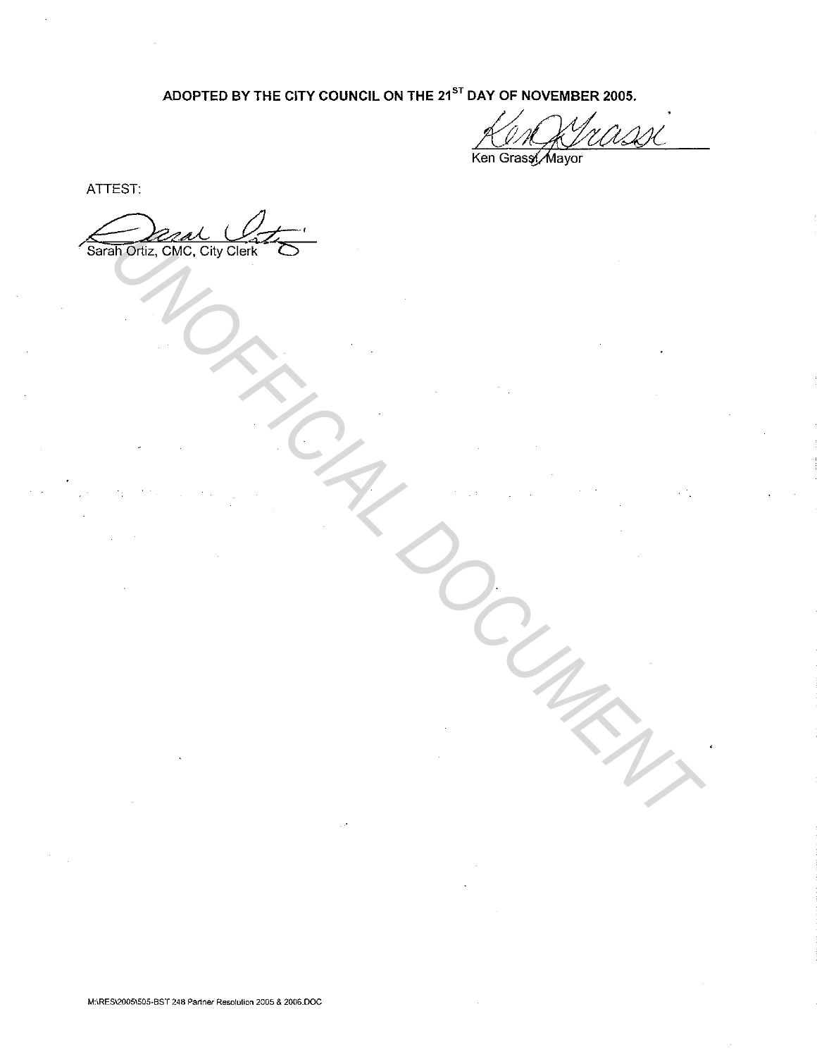**ADOPTED BY THE CITY COUNCIL ON THE 21ST DAY OF NOVEMBER 2005.**

Ken Grassi, Mayor

ATTEST:

Sarah Ortiz, CMC, City Clerk

UNOFFICIAL DOCUMENT

M:\RES\2005\505-BST 248 Partner Resolution 2005 & 2006.DOC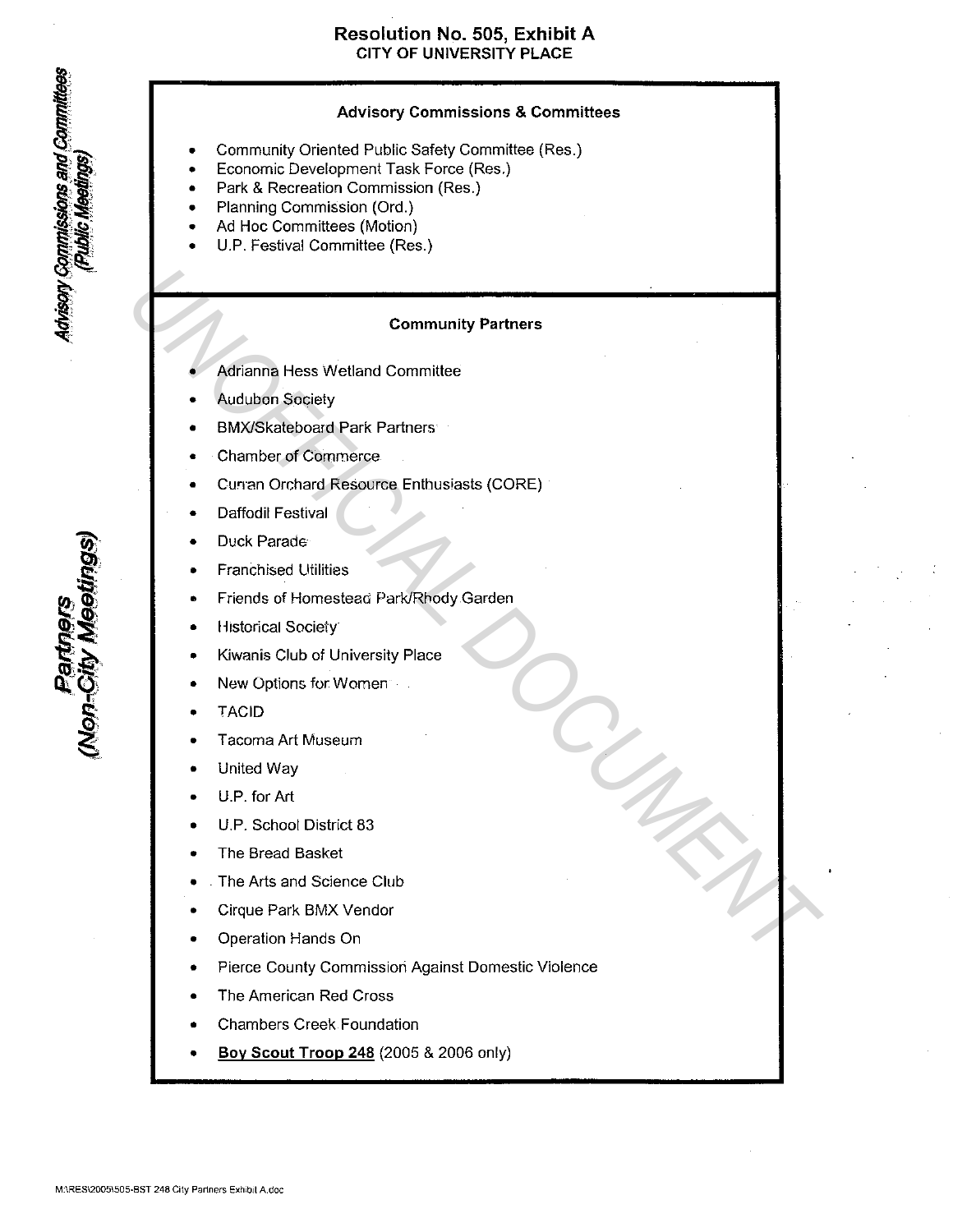# Resolution No. 505, Exhibit A

**CITY OF UNIVERSITY PLACE**

*Advisory Commissions and Committees (Public Meetings)*

### Advisory Commissions & Committees

- Community Oriented Public Safety Committee (Res.)
- Economic Development Task Force (Res.)
- Park & Recreation Commission (Res.)
- Planning Commission (Ord.)
- Ad Hoc Committees (Motion)
- U.P. Festival Committee (Res.)

*Partners (Non-City Meetings)*

### Community Partners

- Adrianna Hess Wetland Committee
- Audubon Society
- BMX/Skateboard Park Partners
- Chamber of Commerce
- Curran Orchard Resource Enthusiasts (CORE)
- Daffodil Festival
- Duck Parade
- Franchised Utilities
- Friends of Homestead Park/Rhody Garden
- Historical Society
- Kiwanis Club of University Place
- New Options for Women
- TACID
- Tacoma Art Museum
- United Way
- U.P. for Art
- U.P. School District 83
- The Bread Basket
- The Arts and Science Club
- Cirque Park BMX Vendor
- Operation Hands On
- Pierce County Commission Against Domestic Violence
- The American Red Cross
- Chambers Creek Foundation
- **Boy Scout Troop 248** (2005 & 2006 only)

M:\RES\2005\505-BST 248 City Partners Exhibit A.doc